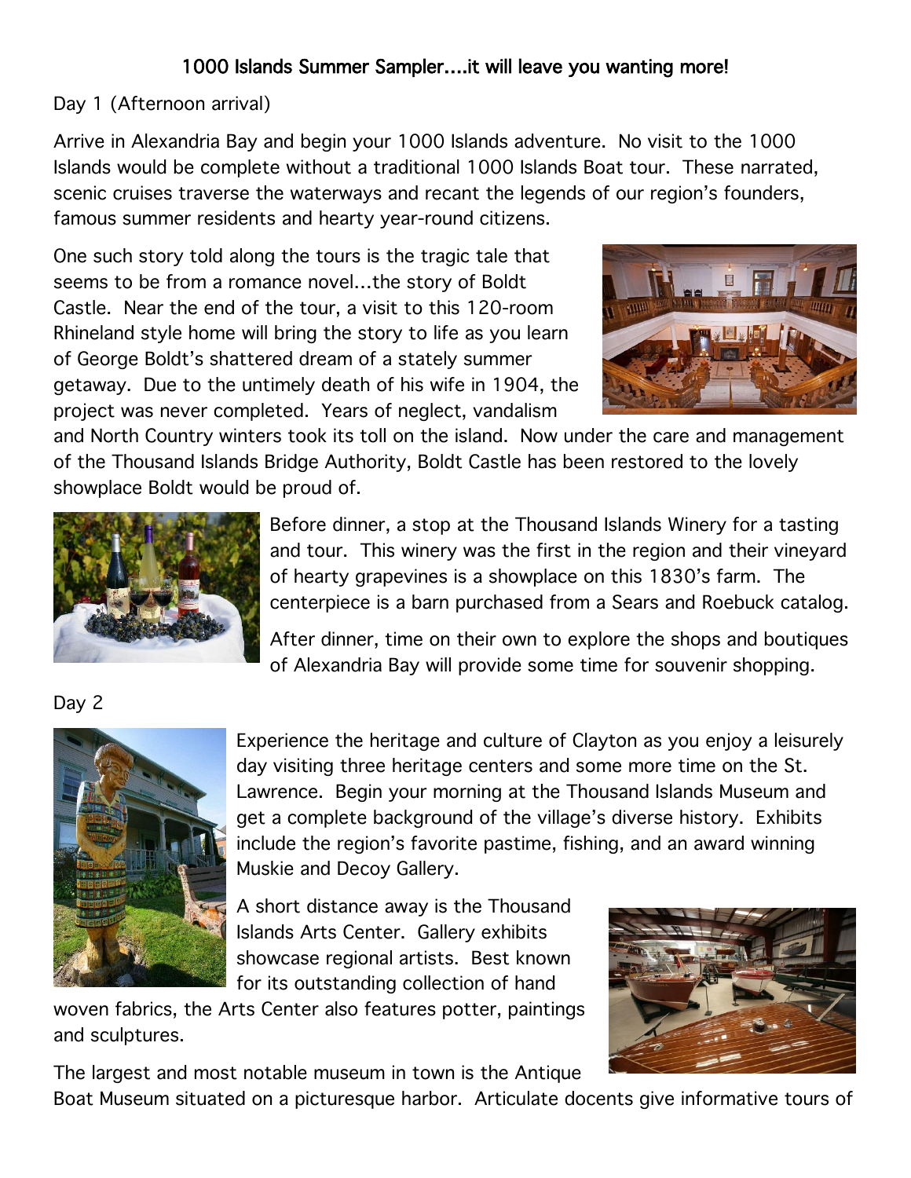# 1000 Islands Summer Sampler....it will leave you wanting more!

Day 1 (Afternoon arrival)

Arrive in Alexandria Bay and begin your 1000 Islands adventure. No visit to the 1000 Islands would be complete without a traditional 1000 Islands Boat tour. These narrated, scenic cruises traverse the waterways and recant the legends of our region's founders, famous summer residents and hearty year-round citizens.

One such story told along the tours is the tragic tale that seems to be from a romance novel...the story of Boldt Castle. Near the end of the tour, a visit to this 120-room Rhineland style home will bring the story to life as you learn of George Boldt's shattered dream of a stately summer getaway. Due to the untimely death of his wife in 1904, the project was never completed. Years of neglect, vandalism and North Country winters took its toll on the island. Now under the care and management of the Thousand Islands Bridge Authority, Boldt Castle has been restored to the lovely showplace Boldt would be proud of.

Before dinner, a stop at the Thousand Islands Winery for a tasting and tour. This winery was the first in the region and their vineyard of hearty grapevines is a showplace on this 1830's farm. The centerpiece is a barn purchased from a Sears and Roebuck catalog.

After dinner, time on their own to explore the shops and boutiques of Alexandria Bay will provide some time for souvenir shopping.

Day 2

Experience the heritage and culture of Clayton as you enjoy a leisurely day visiting three heritage centers and some more time on the St. Lawrence. Begin your morning at the Thousand Islands Museum and get a complete background of the village's diverse history. Exhibits include the region's favorite pastime, fishing, and an award winning Muskie and Decoy Gallery.

A short distance away is the Thousand Islands Arts Center. Gallery exhibits showcase regional artists. Best known for its outstanding collection of hand woven fabrics, the Arts Center also features potter, paintings and sculptures.

The largest and most notable museum in town is the Antique Boat Museum situated on a picturesque harbor. Articulate docents give informative tours of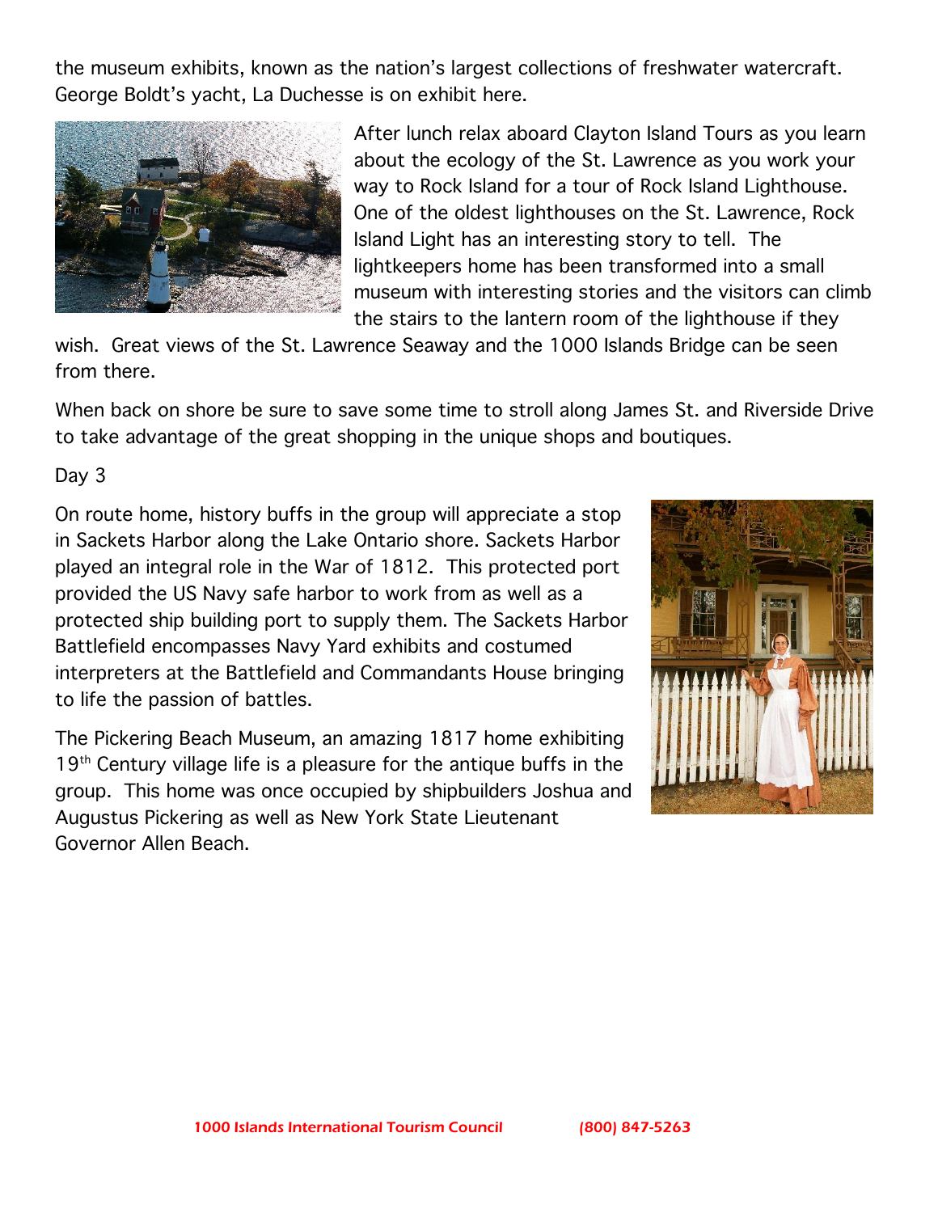the museum exhibits, known as the nation's largest collections of freshwater watercraft. George Boldt's yacht, La Duchesse is on exhibit here.

After lunch relax aboard Clayton Island Tours as you learn about the ecology of the St. Lawrence as you work your way to Rock Island for a tour of Rock Island Lighthouse. One of the oldest lighthouses on the St. Lawrence, Rock Island Light has an interesting story to tell. The lightkeepers home has been transformed into a small museum with interesting stories and the visitors can climb the stairs to the lantern room of the lighthouse if they wish. Great views of the St. Lawrence Seaway and the 1000 Islands Bridge can be seen from there.

When back on shore be sure to save some time to stroll along James St. and Riverside Drive to take advantage of the great shopping in the unique shops and boutiques.

Day 3

On route home, history buffs in the group will appreciate a stop in Sackets Harbor along the Lake Ontario shore. Sackets Harbor played an integral role in the War of 1812. This protected port provided the US Navy safe harbor to work from as well as a protected ship building port to supply them. The Sackets Harbor Battlefield encompasses Navy Yard exhibits and costumed interpreters at the Battlefield and Commandants House bringing to life the passion of battles.

The Pickering Beach Museum, an amazing 1817 home exhibiting 19th Century village life is a pleasure for the antique buffs in the group. This home was once occupied by shipbuilders Joshua and Augustus Pickering as well as New York State Lieutenant Governor Allen Beach.